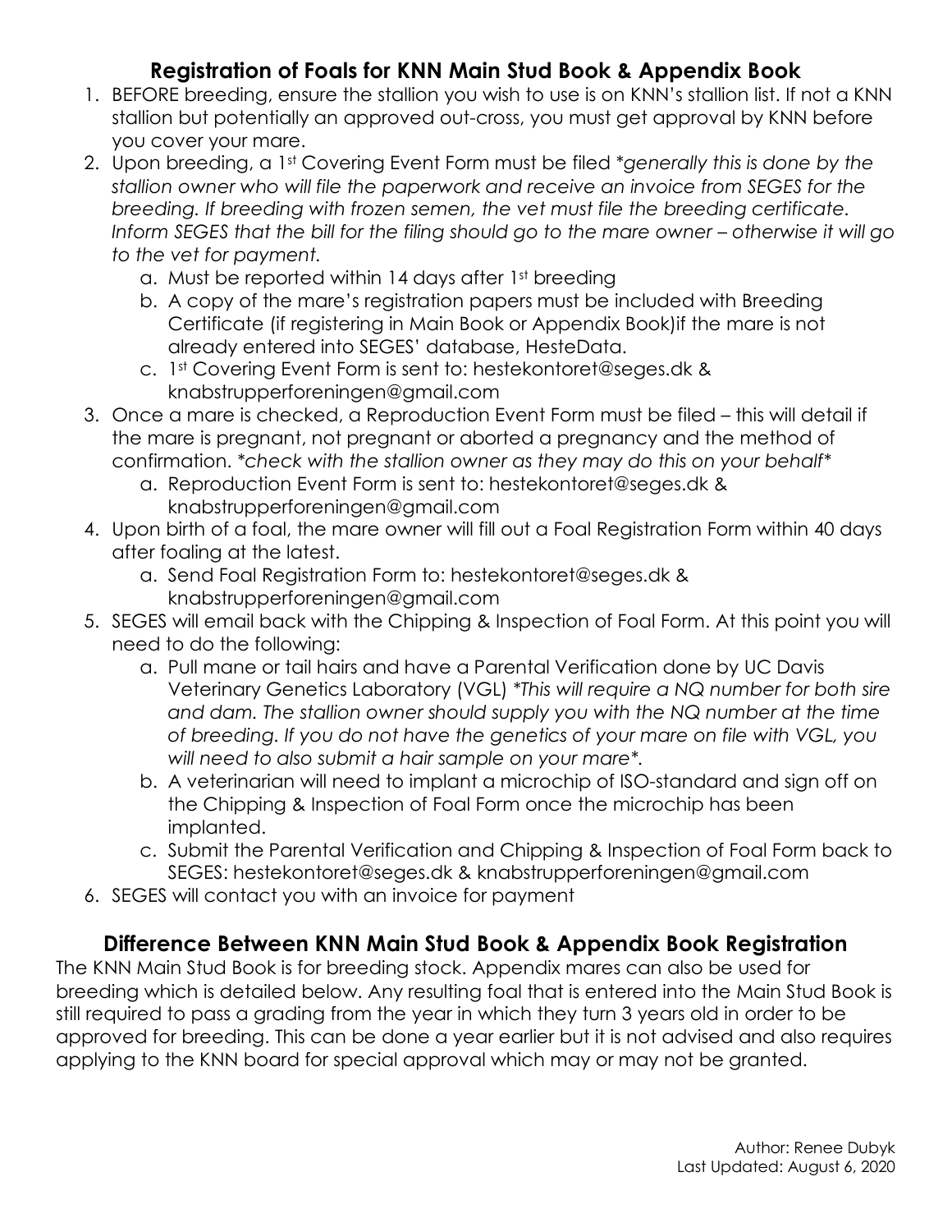## Registration of Foals for KNN Main Stud Book & Appendix Book

1. BEFORE breeding, ensure the stallion you wish to use is on KNN's stallion list. If not a KNN stallion but potentially an approved out-cross, you must get approval by KNN before you cover your mare.
2. Upon breeding, a 1st Covering Event Form must be filed *\*generally this is done by the stallion owner who will file the paperwork and receive an invoice from SEGES for the breeding. If breeding with frozen semen, the vet must file the breeding certificate. Inform SEGES that the bill for the filing should go to the mare owner – otherwise it will go to the vet for payment.*
   a. Must be reported within 14 days after 1st breeding
   b. A copy of the mare's registration papers must be included with Breeding Certificate (if registering in Main Book or Appendix Book)if the mare is not already entered into SEGES' database, HesteData.
   c. 1st Covering Event Form is sent to: hestekontoret@seges.dk & knabstrupperforeningen@gmail.com
3. Once a mare is checked, a Reproduction Event Form must be filed – this will detail if the mare is pregnant, not pregnant or aborted a pregnancy and the method of confirmation. *\*check with the stallion owner as they may do this on your behalf\**
   a. Reproduction Event Form is sent to: hestekontoret@seges.dk & knabstrupperforeningen@gmail.com
4. Upon birth of a foal, the mare owner will fill out a Foal Registration Form within 40 days after foaling at the latest.
   a. Send Foal Registration Form to: hestekontoret@seges.dk & knabstrupperforeningen@gmail.com
5. SEGES will email back with the Chipping & Inspection of Foal Form. At this point you will need to do the following:
   a. Pull mane or tail hairs and have a Parental Verification done by UC Davis Veterinary Genetics Laboratory (VGL) *\*This will require a NQ number for both sire and dam. The stallion owner should supply you with the NQ number at the time of breeding. If you do not have the genetics of your mare on file with VGL, you will need to also submit a hair sample on your mare\*.*
   b. A veterinarian will need to implant a microchip of ISO-standard and sign off on the Chipping & Inspection of Foal Form once the microchip has been implanted.
   c. Submit the Parental Verification and Chipping & Inspection of Foal Form back to SEGES: hestekontoret@seges.dk & knabstrupperforeningen@gmail.com
6. SEGES will contact you with an invoice for payment

## Difference Between KNN Main Stud Book & Appendix Book Registration

The KNN Main Stud Book is for breeding stock. Appendix mares can also be used for breeding which is detailed below. Any resulting foal that is entered into the Main Stud Book is still required to pass a grading from the year in which they turn 3 years old in order to be approved for breeding. This can be done a year earlier but it is not advised and also requires applying to the KNN board for special approval which may or may not be granted.

Author: Renee Dubyk
Last Updated: August 6, 2020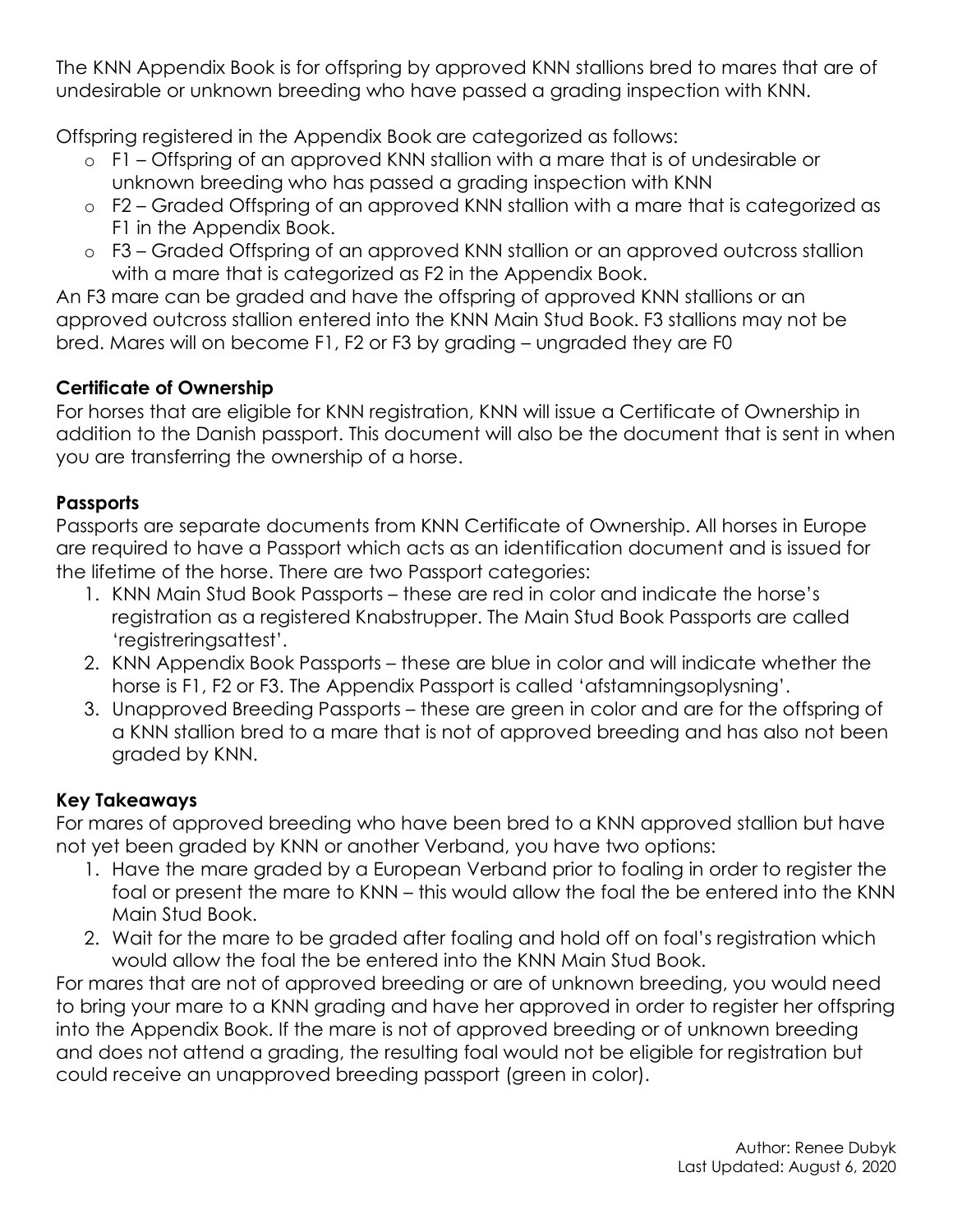The KNN Appendix Book is for offspring by approved KNN stallions bred to mares that are of undesirable or unknown breeding who have passed a grading inspection with KNN.

Offspring registered in the Appendix Book are categorized as follows:

- F1 – Offspring of an approved KNN stallion with a mare that is of undesirable or unknown breeding who has passed a grading inspection with KNN
- F2 – Graded Offspring of an approved KNN stallion with a mare that is categorized as F1 in the Appendix Book.
- F3 – Graded Offspring of an approved KNN stallion or an approved outcross stallion with a mare that is categorized as F2 in the Appendix Book.

An F3 mare can be graded and have the offspring of approved KNN stallions or an approved outcross stallion entered into the KNN Main Stud Book. F3 stallions may not be bred. Mares will on become F1, F2 or F3 by grading – ungraded they are F0

**Certificate of Ownership**

For horses that are eligible for KNN registration, KNN will issue a Certificate of Ownership in addition to the Danish passport. This document will also be the document that is sent in when you are transferring the ownership of a horse.

**Passports**

Passports are separate documents from KNN Certificate of Ownership. All horses in Europe are required to have a Passport which acts as an identification document and is issued for the lifetime of the horse. There are two Passport categories:

1. KNN Main Stud Book Passports – these are red in color and indicate the horse's registration as a registered Knabstrupper. The Main Stud Book Passports are called 'registreringsattest'.
2. KNN Appendix Book Passports – these are blue in color and will indicate whether the horse is F1, F2 or F3. The Appendix Passport is called 'afstamningsoplysning'.
3. Unapproved Breeding Passports – these are green in color and are for the offspring of a KNN stallion bred to a mare that is not of approved breeding and has also not been graded by KNN.

**Key Takeaways**

For mares of approved breeding who have been bred to a KNN approved stallion but have not yet been graded by KNN or another Verband, you have two options:

1. Have the mare graded by a European Verband prior to foaling in order to register the foal or present the mare to KNN – this would allow the foal the be entered into the KNN Main Stud Book.
2. Wait for the mare to be graded after foaling and hold off on foal's registration which would allow the foal the be entered into the KNN Main Stud Book.

For mares that are not of approved breeding or are of unknown breeding, you would need to bring your mare to a KNN grading and have her approved in order to register her offspring into the Appendix Book. If the mare is not of approved breeding or of unknown breeding and does not attend a grading, the resulting foal would not be eligible for registration but could receive an unapproved breeding passport (green in color).

Author: Renee Dubyk
Last Updated: August 6, 2020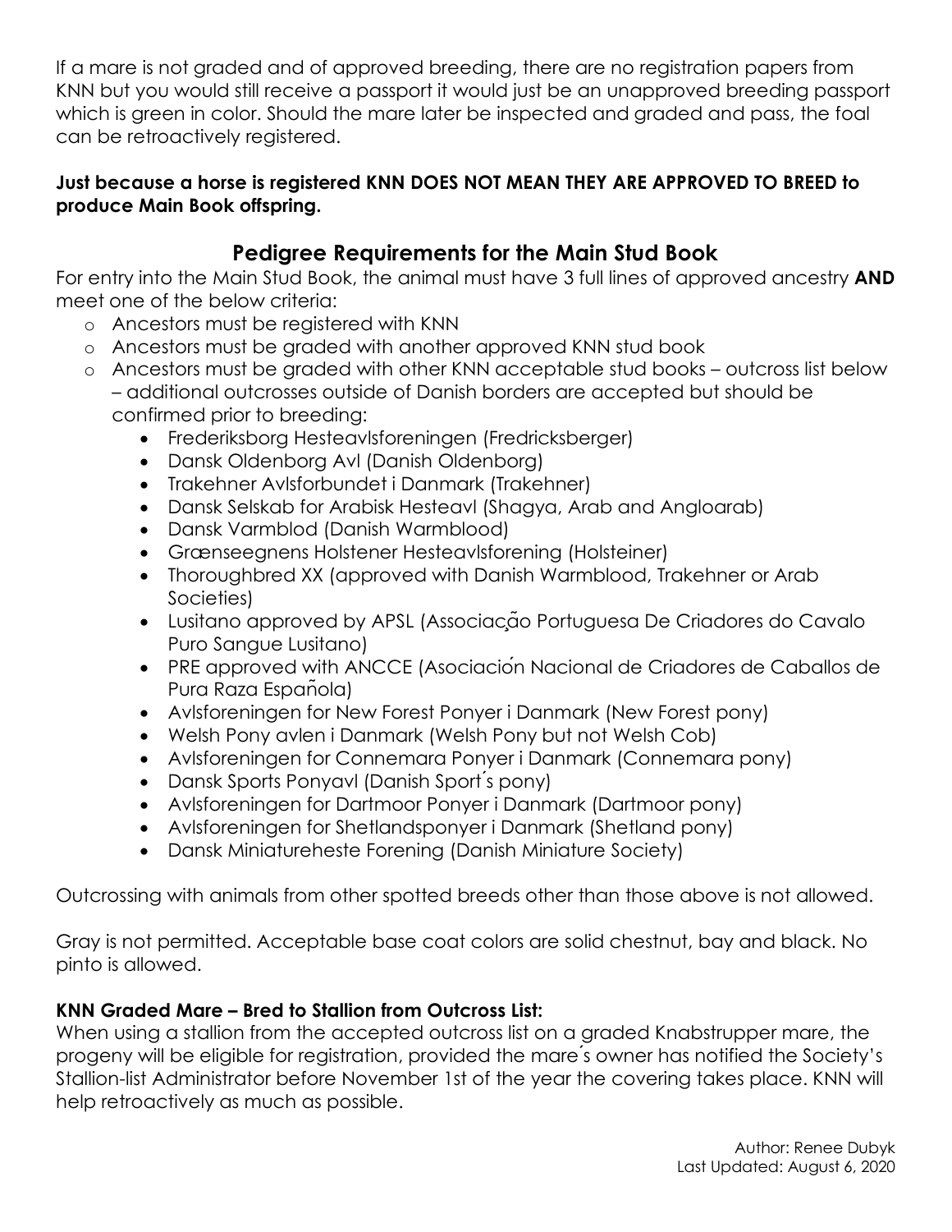If a mare is not graded and of approved breeding, there are no registration papers from KNN but you would still receive a passport it would just be an unapproved breeding passport which is green in color. Should the mare later be inspected and graded and pass, the foal can be retroactively registered.

**Just because a horse is registered KNN DOES NOT MEAN THEY ARE APPROVED TO BREED to produce Main Book offspring.**

## Pedigree Requirements for the Main Stud Book

For entry into the Main Stud Book, the animal must have 3 full lines of approved ancestry **AND** meet one of the below criteria:

- Ancestors must be registered with KNN
- Ancestors must be graded with another approved KNN stud book
- Ancestors must be graded with other KNN acceptable stud books – outcross list below – additional outcrosses outside of Danish borders are accepted but should be confirmed prior to breeding:
  - Frederiksborg Hesteavlsforeningen (Fredricksberger)
  - Dansk Oldenborg Avl (Danish Oldenborg)
  - Trakehner Avlsforbundet i Danmark (Trakehner)
  - Dansk Selskab for Arabisk Hesteavl (Shagya, Arab and Angloarab)
  - Dansk Varmblod (Danish Warmblood)
  - Grænseegnens Holstener Hesteavlsforening (Holsteiner)
  - Thoroughbred XX (approved with Danish Warmblood, Trakehner or Arab Societies)
  - Lusitano approved by APSL (Associação Portuguesa De Criadores do Cavalo Puro Sangue Lusitano)
  - PRE approved with ANCCE (Asociación Nacional de Criadores de Caballos de Pura Raza Española)
  - Avlsforeningen for New Forest Ponyer i Danmark (New Forest pony)
  - Welsh Pony avlen i Danmark (Welsh Pony but not Welsh Cob)
  - Avlsforeningen for Connemara Ponyer i Danmark (Connemara pony)
  - Dansk Sports Ponyavl (Danish Sport´s pony)
  - Avlsforeningen for Dartmoor Ponyer i Danmark (Dartmoor pony)
  - Avlsforeningen for Shetlandsponyer i Danmark (Shetland pony)
  - Dansk Miniatureheste Forening (Danish Miniature Society)

Outcrossing with animals from other spotted breeds other than those above is not allowed.

Gray is not permitted. Acceptable base coat colors are solid chestnut, bay and black. No pinto is allowed.

### KNN Graded Mare – Bred to Stallion from Outcross List:

When using a stallion from the accepted outcross list on a graded Knabstrupper mare, the progeny will be eligible for registration, provided the mare´s owner has notified the Society's Stallion-list Administrator before November 1st of the year the covering takes place. KNN will help retroactively as much as possible.

Author: Renee Dubyk
Last Updated: August 6, 2020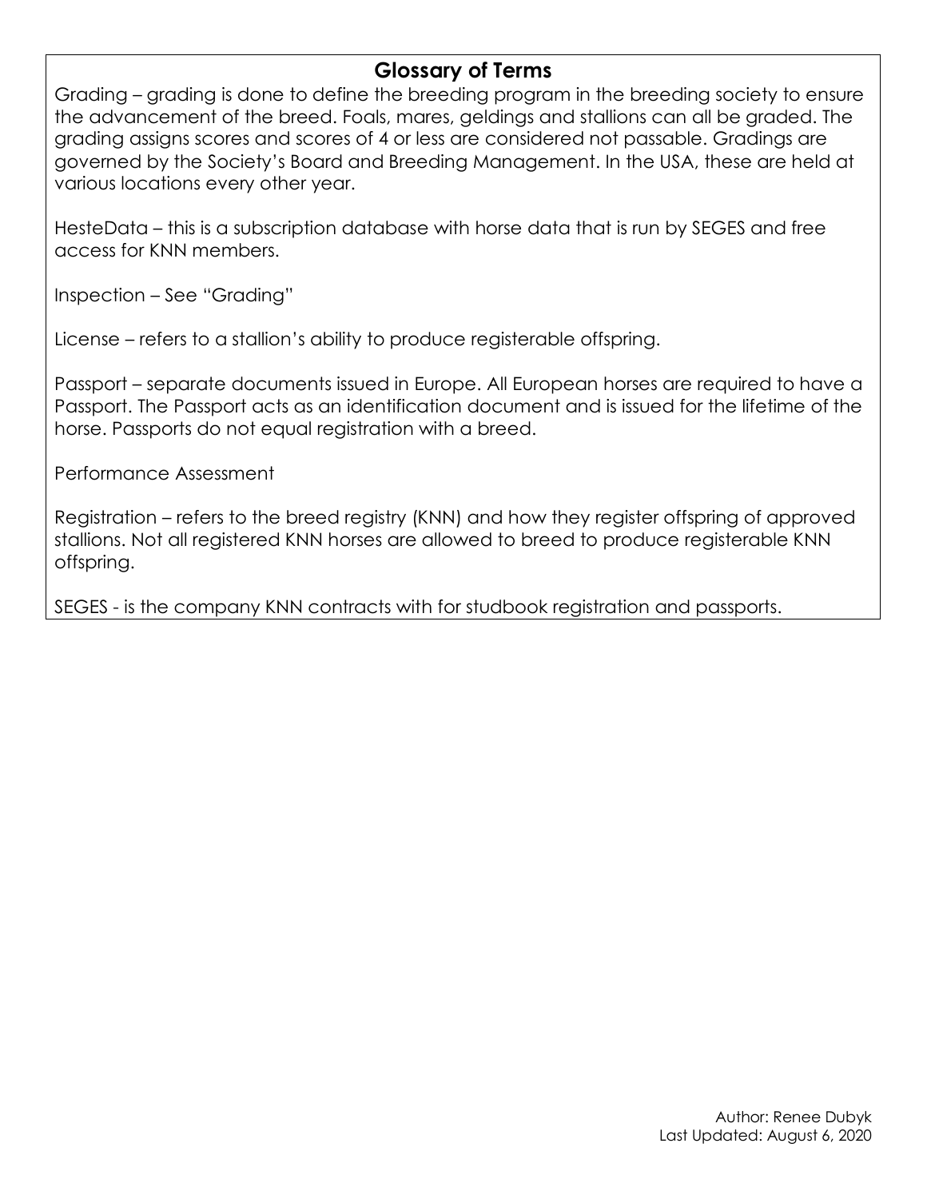## Glossary of Terms

Grading – grading is done to define the breeding program in the breeding society to ensure the advancement of the breed. Foals, mares, geldings and stallions can all be graded. The grading assigns scores and scores of 4 or less are considered not passable. Gradings are governed by the Society's Board and Breeding Management. In the USA, these are held at various locations every other year.

HesteData – this is a subscription database with horse data that is run by SEGES and free access for KNN members.

Inspection – See "Grading"

License – refers to a stallion's ability to produce registerable offspring.

Passport – separate documents issued in Europe. All European horses are required to have a Passport. The Passport acts as an identification document and is issued for the lifetime of the horse. Passports do not equal registration with a breed.

Performance Assessment

Registration – refers to the breed registry (KNN) and how they register offspring of approved stallions. Not all registered KNN horses are allowed to breed to produce registerable KNN offspring.

SEGES - is the company KNN contracts with for studbook registration and passports.

Author: Renee Dubyk
Last Updated: August 6, 2020